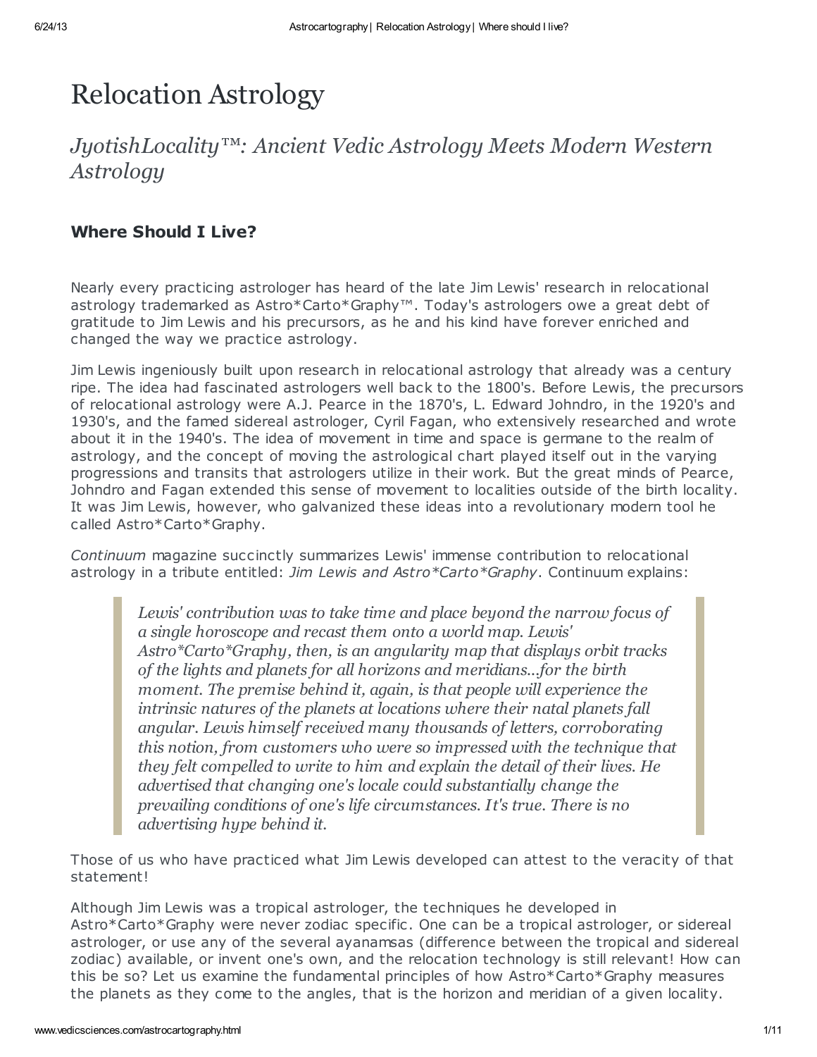# Relocation Astrology

## *JyotishLocality™: Ancient Vedic Astrology Meets Modern Western Astrology*

### **Where Should I Live?**

Nearly every practicing astrologer has heard of the late Jim Lewis' research in relocational astrology trademarked as Astro*Carto*Graphy™. Today's astrologers owe a great debt of gratitude to Jim Lewis and his precursors, as he and his kind have forever enriched and changed the way we practice astrology.

Jim Lewis ingeniously built upon research in relocational astrology that already was a century ripe. The idea had fascinated astrologers well back to the 1800's. Before Lewis, the precursors of relocational astrology were A.J. Pearce in the 1870's, L. Edward Johndro, in the 1920's and 1930's, and the famed sidereal astrologer, Cyril Fagan, who extensively researched and wrote about it in the 1940's. The idea of movement in time and space is germane to the realm of astrology, and the concept of moving the astrological chart played itself out in the varying progressions and transits that astrologers utilize in their work. But the great minds of Pearce, Johndro and Fagan extended this sense of movement to localities outside of the birth locality. It was Jim Lewis, however, who galvanized these ideas into a revolutionary modern tool he called Astro*Carto*Graphy.

*Continuum* magazine succinctly summarizes Lewis' immense contribution to relocational astrology in a tribute entitled: *Jim Lewis and Astro*Carto*Graphy*. Continuum explains:

> *Lewis' contribution was to take time and place beyond the narrow focus of a single horoscope and recast them onto a world map. Lewis' Astro*Carto*Graphy, then, is an angularity map that displays orbit tracks of the lights and planets for all horizons and meridians...for the birth moment. The premise behind it, again, is that people will experience the intrinsic natures of the planets at locations where their natal planets fall angular. Lewis himself received many thousands of letters, corroborating this notion, from customers who were so impressed with the technique that they felt compelled to write to him and explain the detail of their lives. He advertised that changing one's locale could substantially change the prevailing conditions of one's life circumstances. It's true. There is no advertising hype behind it.*

Those of us who have practiced what Jim Lewis developed can attest to the veracity of that statement!

Although Jim Lewis was a tropical astrologer, the techniques he developed in Astro*Carto*Graphy were never zodiac specific. One can be a tropical astrologer, or sidereal astrologer, or use any of the several ayanamsas (difference between the tropical and sidereal zodiac) available, or invent one's own, and the relocation technology is still relevant! How can this be so? Let us examine the fundamental principles of how Astro*Carto*Graphy measures the planets as they come to the angles, that is the horizon and meridian of a given locality.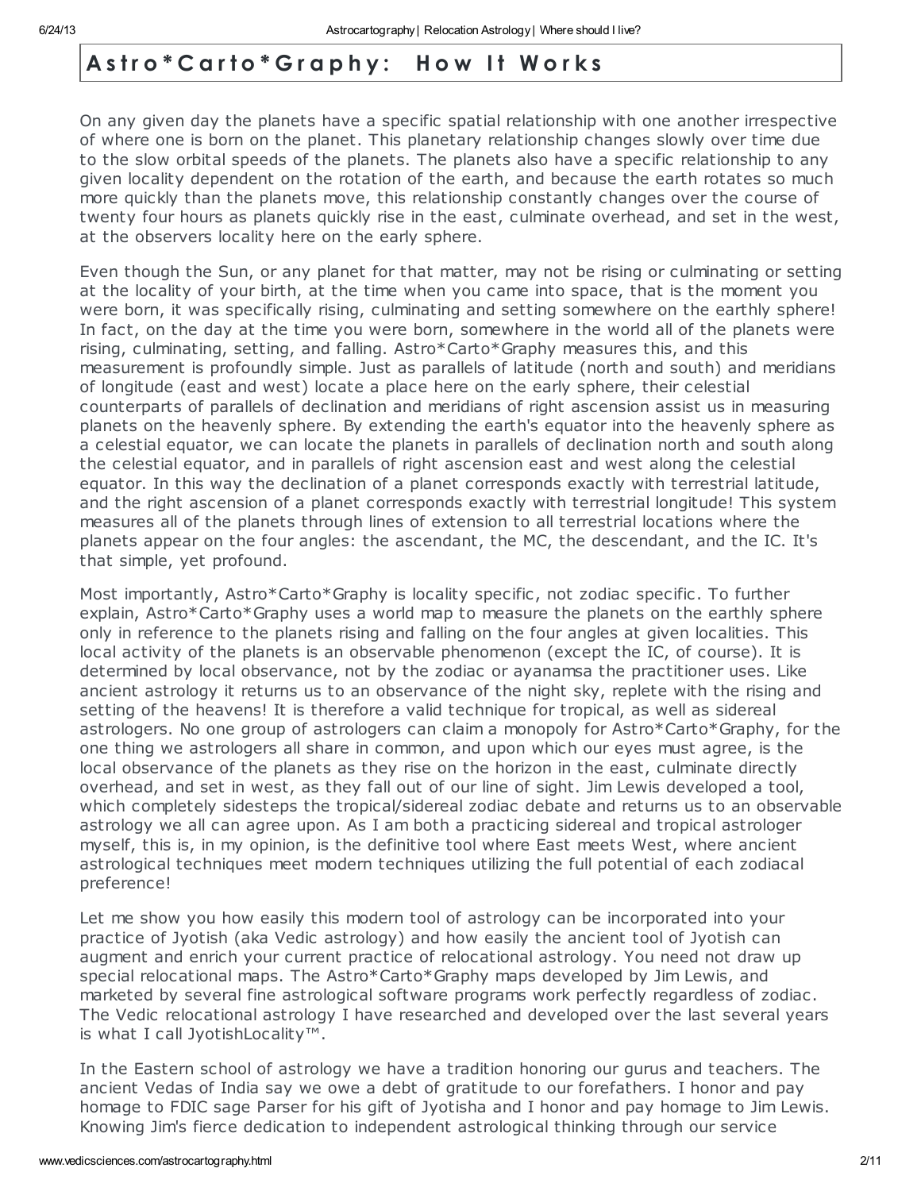# Astro*Carto*Graphy: How It Works

On any given day the planets have a specific spatial relationship with one another irrespective of where one is born on the planet. This planetary relationship changes slowly over time due to the slow orbital speeds of the planets. The planets also have a specific relationship to any given locality dependent on the rotation of the earth, and because the earth rotates so much more quickly than the planets move, this relationship constantly changes over the course of twenty four hours as planets quickly rise in the east, culminate overhead, and set in the west, at the observers locality here on the early sphere.

Even though the Sun, or any planet for that matter, may not be rising or culminating or setting at the locality of your birth, at the time when you came into space, that is the moment you were born, it was specifically rising, culminating and setting somewhere on the earthly sphere! In fact, on the day at the time you were born, somewhere in the world all of the planets were rising, culminating, setting, and falling. Astro*Carto*Graphy measures this, and this measurement is profoundly simple. Just as parallels of latitude (north and south) and meridians of longitude (east and west) locate a place here on the early sphere, their celestial counterparts of parallels of declination and meridians of right ascension assist us in measuring planets on the heavenly sphere. By extending the earth's equator into the heavenly sphere as a celestial equator, we can locate the planets in parallels of declination north and south along the celestial equator, and in parallels of right ascension east and west along the celestial equator. In this way the declination of a planet corresponds exactly with terrestrial latitude, and the right ascension of a planet corresponds exactly with terrestrial longitude! This system measures all of the planets through lines of extension to all terrestrial locations where the planets appear on the four angles: the ascendant, the MC, the descendant, and the IC. It's that simple, yet profound.

Most importantly, Astro*Carto*Graphy is locality specific, not zodiac specific. To further explain, Astro*Carto*Graphy uses a world map to measure the planets on the earthly sphere only in reference to the planets rising and falling on the four angles at given localities. This local activity of the planets is an observable phenomenon (except the IC, of course). It is determined by local observance, not by the zodiac or ayanamsa the practitioner uses. Like ancient astrology it returns us to an observance of the night sky, replete with the rising and setting of the heavens! It is therefore a valid technique for tropical, as well as sidereal astrologers. No one group of astrologers can claim a monopoly for Astro*Carto*Graphy, for the one thing we astrologers all share in common, and upon which our eyes must agree, is the local observance of the planets as they rise on the horizon in the east, culminate directly overhead, and set in west, as they fall out of our line of sight. Jim Lewis developed a tool, which completely sidesteps the tropical/sidereal zodiac debate and returns us to an observable astrology we all can agree upon. As I am both a practicing sidereal and tropical astrologer myself, this is, in my opinion, is the definitive tool where East meets West, where ancient astrological techniques meet modern techniques utilizing the full potential of each zodiacal preference!

Let me show you how easily this modern tool of astrology can be incorporated into your practice of Jyotish (aka Vedic astrology) and how easily the ancient tool of Jyotish can augment and enrich your current practice of relocational astrology. You need not draw up special relocational maps. The Astro*Carto*Graphy maps developed by Jim Lewis, and marketed by several fine astrological software programs work perfectly regardless of zodiac. The Vedic relocational astrology I have researched and developed over the last several years is what I call JyotishLocality™.

In the Eastern school of astrology we have a tradition honoring our gurus and teachers. The ancient Vedas of India say we owe a debt of gratitude to our forefathers. I honor and pay homage to FDIC sage Parser for his gift of Jyotisha and I honor and pay homage to Jim Lewis. Knowing Jim's fierce dedication to independent astrological thinking through our service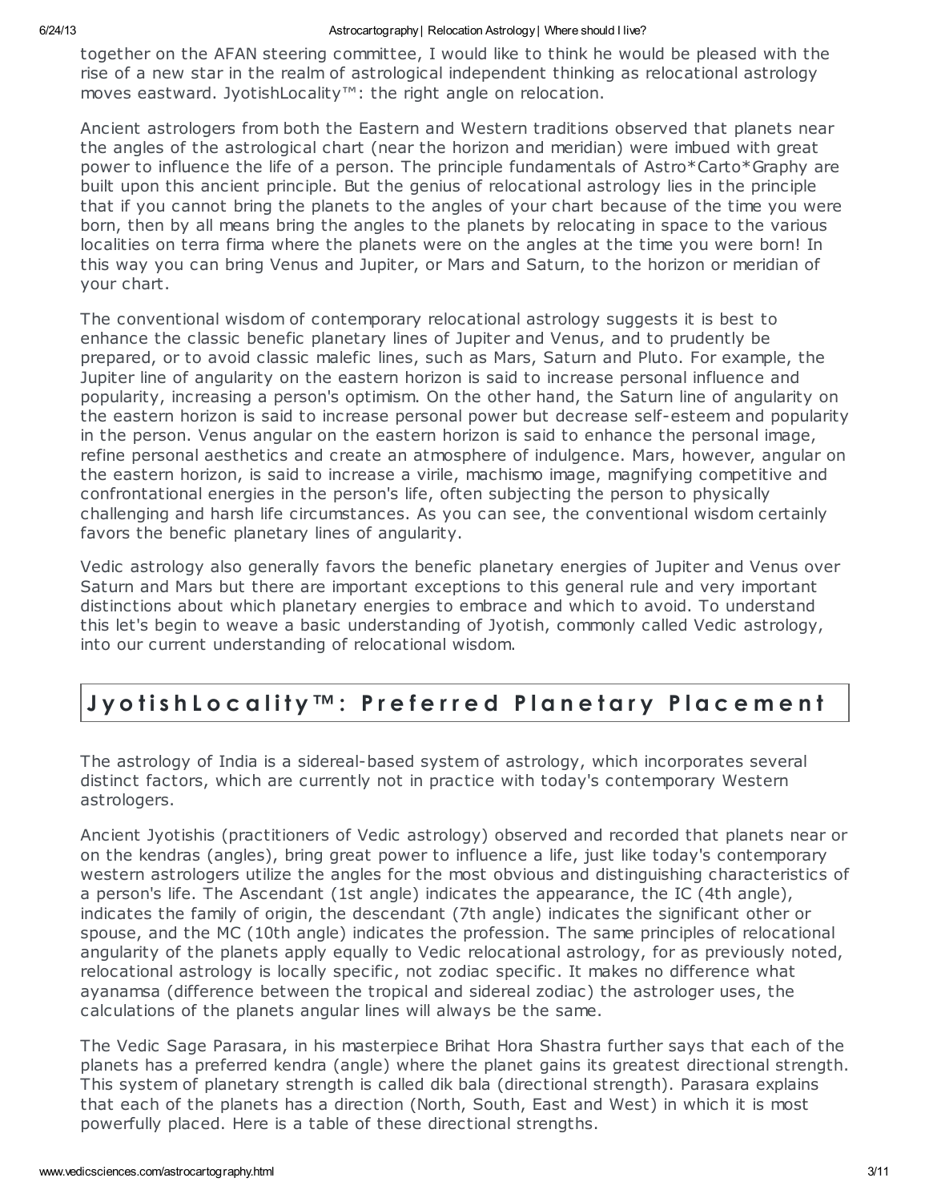together on the AFAN steering committee, I would like to think he would be pleased with the rise of a new star in the realm of astrological independent thinking as relocational astrology moves eastward. JyotishLocality™: the right angle on relocation.

Ancient astrologers from both the Eastern and Western traditions observed that planets near the angles of the astrological chart (near the horizon and meridian) were imbued with great power to influence the life of a person. The principle fundamentals of Astro*Carto*Graphy are built upon this ancient principle. But the genius of relocational astrology lies in the principle that if you cannot bring the planets to the angles of your chart because of the time you were born, then by all means bring the angles to the planets by relocating in space to the various localities on terra firma where the planets were on the angles at the time you were born! In this way you can bring Venus and Jupiter, or Mars and Saturn, to the horizon or meridian of your chart.

The conventional wisdom of contemporary relocational astrology suggests it is best to enhance the classic benefic planetary lines of Jupiter and Venus, and to prudently be prepared, or to avoid classic malefic lines, such as Mars, Saturn and Pluto. For example, the Jupiter line of angularity on the eastern horizon is said to increase personal influence and popularity, increasing a person's optimism. On the other hand, the Saturn line of angularity on the eastern horizon is said to increase personal power but decrease self-esteem and popularity in the person. Venus angular on the eastern horizon is said to enhance the personal image, refine personal aesthetics and create an atmosphere of indulgence. Mars, however, angular on the eastern horizon, is said to increase a virile, machismo image, magnifying competitive and confrontational energies in the person's life, often subjecting the person to physically challenging and harsh life circumstances. As you can see, the conventional wisdom certainly favors the benefic planetary lines of angularity.

Vedic astrology also generally favors the benefic planetary energies of Jupiter and Venus over Saturn and Mars but there are important exceptions to this general rule and very important distinctions about which planetary energies to embrace and which to avoid. To understand this let's begin to weave a basic understanding of Jyotish, commonly called Vedic astrology, into our current understanding of relocational wisdom.

## JyotishLocality™: Preferred Planetary Placement

The astrology of India is a sidereal-based system of astrology, which incorporates several distinct factors, which are currently not in practice with today's contemporary Western astrologers.

Ancient Jyotishis (practitioners of Vedic astrology) observed and recorded that planets near or on the kendras (angles), bring great power to influence a life, just like today's contemporary western astrologers utilize the angles for the most obvious and distinguishing characteristics of a person's life. The Ascendant (1st angle) indicates the appearance, the IC (4th angle), indicates the family of origin, the descendant (7th angle) indicates the significant other or spouse, and the MC (10th angle) indicates the profession. The same principles of relocational angularity of the planets apply equally to Vedic relocational astrology, for as previously noted, relocational astrology is locally specific, not zodiac specific. It makes no difference what ayanamsa (difference between the tropical and sidereal zodiac) the astrologer uses, the calculations of the planets angular lines will always be the same.

The Vedic Sage Parasara, in his masterpiece Brihat Hora Shastra further says that each of the planets has a preferred kendra (angle) where the planet gains its greatest directional strength. This system of planetary strength is called dik bala (directional strength). Parasara explains that each of the planets has a direction (North, South, East and West) in which it is most powerfully placed. Here is a table of these directional strengths.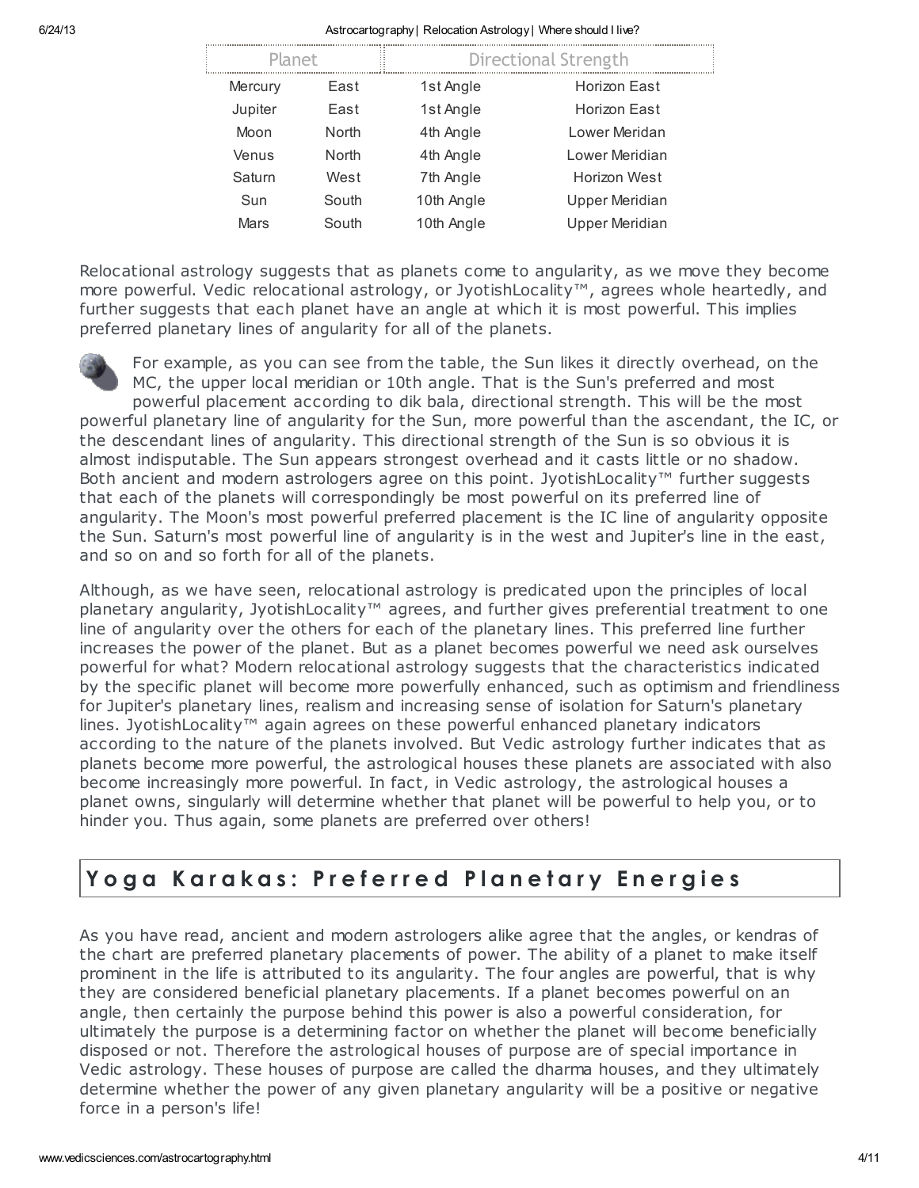| Planet | | Directional Strength | |
|---|---|---|---|
| Mercury | East | 1st Angle | Horizon East |
| Jupiter | East | 1st Angle | Horizon East |
| Moon | North | 4th Angle | Lower Meridan |
| Venus | North | 4th Angle | Lower Meridian |
| Saturn | West | 7th Angle | Horizon West |
| Sun | South | 10th Angle | Upper Meridian |
| Mars | South | 10th Angle | Upper Meridian |

Relocational astrology suggests that as planets come to angularity, as we move they become more powerful. Vedic relocational astrology, or JyotishLocality™, agrees whole heartedly, and further suggests that each planet have an angle at which it is most powerful. This implies preferred planetary lines of angularity for all of the planets.

For example, as you can see from the table, the Sun likes it directly overhead, on the MC, the upper local meridian or 10th angle. That is the Sun's preferred and most powerful placement according to dik bala, directional strength. This will be the most powerful planetary line of angularity for the Sun, more powerful than the ascendant, the IC, or the descendant lines of angularity. This directional strength of the Sun is so obvious it is almost indisputable. The Sun appears strongest overhead and it casts little or no shadow. Both ancient and modern astrologers agree on this point. JyotishLocality™ further suggests that each of the planets will correspondingly be most powerful on its preferred line of angularity. The Moon's most powerful preferred placement is the IC line of angularity opposite the Sun. Saturn's most powerful line of angularity is in the west and Jupiter's line in the east, and so on and so forth for all of the planets.

Although, as we have seen, relocational astrology is predicated upon the principles of local planetary angularity, JyotishLocality™ agrees, and further gives preferential treatment to one line of angularity over the others for each of the planetary lines. This preferred line further increases the power of the planet. But as a planet becomes powerful we need ask ourselves powerful for what? Modern relocational astrology suggests that the characteristics indicated by the specific planet will become more powerfully enhanced, such as optimism and friendliness for Jupiter's planetary lines, realism and increasing sense of isolation for Saturn's planetary lines. JyotishLocality™ again agrees on these powerful enhanced planetary indicators according to the nature of the planets involved. But Vedic astrology further indicates that as planets become more powerful, the astrological houses these planets are associated with also become increasingly more powerful. In fact, in Vedic astrology, the astrological houses a planet owns, singularly will determine whether that planet will be powerful to help you, or to hinder you. Thus again, some planets are preferred over others!

## Yoga Karakas: Preferred Planetary Energies

As you have read, ancient and modern astrologers alike agree that the angles, or kendras of the chart are preferred planetary placements of power. The ability of a planet to make itself prominent in the life is attributed to its angularity. The four angles are powerful, that is why they are considered beneficial planetary placements. If a planet becomes powerful on an angle, then certainly the purpose behind this power is also a powerful consideration, for ultimately the purpose is a determining factor on whether the planet will become beneficially disposed or not. Therefore the astrological houses of purpose are of special importance in Vedic astrology. These houses of purpose are called the dharma houses, and they ultimately determine whether the power of any given planetary angularity will be a positive or negative force in a person's life!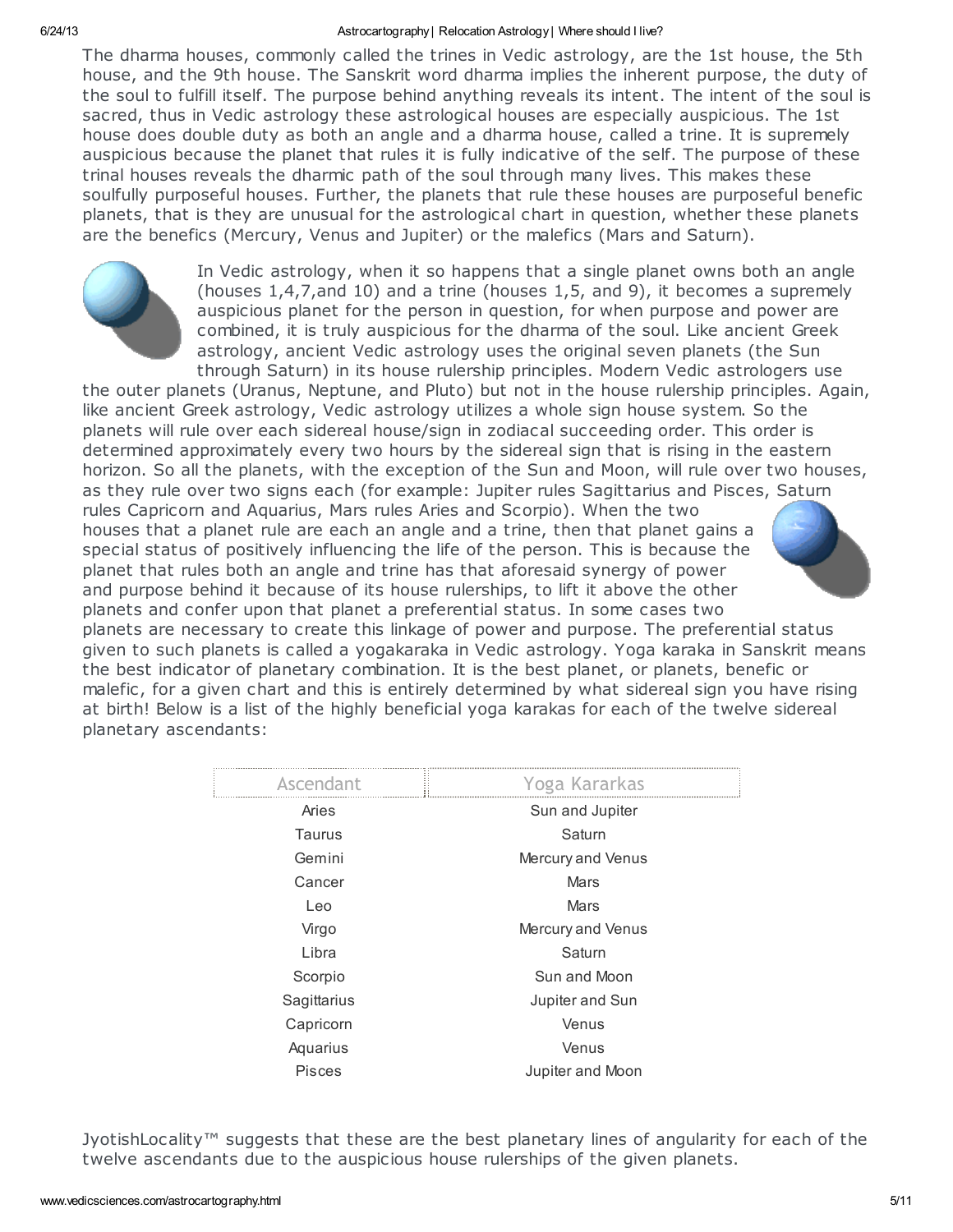The dharma houses, commonly called the trines in Vedic astrology, are the 1st house, the 5th house, and the 9th house. The Sanskrit word dharma implies the inherent purpose, the duty of the soul to fulfill itself. The purpose behind anything reveals its intent. The intent of the soul is sacred, thus in Vedic astrology these astrological houses are especially auspicious. The 1st house does double duty as both an angle and a dharma house, called a trine. It is supremely auspicious because the planet that rules it is fully indicative of the self. The purpose of these trinal houses reveals the dharmic path of the soul through many lives. This makes these soulfully purposeful houses. Further, the planets that rule these houses are purposeful benefic planets, that is they are unusual for the astrological chart in question, whether these planets are the benefics (Mercury, Venus and Jupiter) or the malefics (Mars and Saturn).

In Vedic astrology, when it so happens that a single planet owns both an angle (houses 1,4,7,and 10) and a trine (houses 1,5, and 9), it becomes a supremely auspicious planet for the person in question, for when purpose and power are combined, it is truly auspicious for the dharma of the soul. Like ancient Greek astrology, ancient Vedic astrology uses the original seven planets (the Sun through Saturn) in its house rulership principles. Modern Vedic astrologers use the outer planets (Uranus, Neptune, and Pluto) but not in the house rulership principles. Again, like ancient Greek astrology, Vedic astrology utilizes a whole sign house system. So the planets will rule over each sidereal house/sign in zodiacal succeeding order. This order is determined approximately every two hours by the sidereal sign that is rising in the eastern horizon. So all the planets, with the exception of the Sun and Moon, will rule over two houses, as they rule over two signs each (for example: Jupiter rules Sagittarius and Pisces, Saturn rules Capricorn and Aquarius, Mars rules Aries and Scorpio). When the two houses that a planet rule are each an angle and a trine, then that planet gains a special status of positively influencing the life of the person. This is because the planet that rules both an angle and trine has that aforesaid synergy of power and purpose behind it because of its house rulerships, to lift it above the other planets and confer upon that planet a preferential status. In some cases two planets are necessary to create this linkage of power and purpose. The preferential status given to such planets is called a yogakaraka in Vedic astrology. Yoga karaka in Sanskrit means the best indicator of planetary combination. It is the best planet, or planets, benefic or malefic, for a given chart and this is entirely determined by what sidereal sign you have rising at birth! Below is a list of the highly beneficial yoga karakas for each of the twelve sidereal planetary ascendants:

| Ascendant | Yoga Kararkas |
|---|---|
| Aries | Sun and Jupiter |
| Taurus | Saturn |
| Gemini | Mercury and Venus |
| Cancer | Mars |
| Leo | Mars |
| Virgo | Mercury and Venus |
| Libra | Saturn |
| Scorpio | Sun and Moon |
| Sagittarius | Jupiter and Sun |
| Capricorn | Venus |
| Aquarius | Venus |
| Pisces | Jupiter and Moon |

JyotishLocality™ suggests that these are the best planetary lines of angularity for each of the twelve ascendants due to the auspicious house rulerships of the given planets.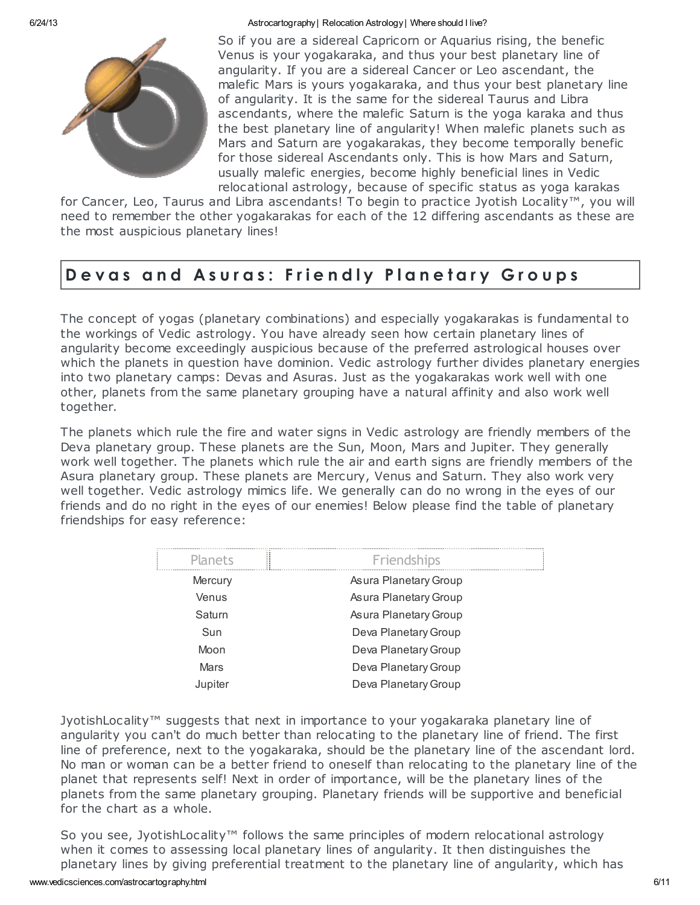So if you are a sidereal Capricorn or Aquarius rising, the benefic Venus is your yogakaraka, and thus your best planetary line of angularity. If you are a sidereal Cancer or Leo ascendant, the malefic Mars is yours yogakaraka, and thus your best planetary line of angularity. It is the same for the sidereal Taurus and Libra ascendants, where the malefic Saturn is the yoga karaka and thus the best planetary line of angularity! When malefic planets such as Mars and Saturn are yogakarakas, they become temporally benefic for those sidereal Ascendants only. This is how Mars and Saturn, usually malefic energies, become highly beneficial lines in Vedic relocational astrology, because of specific status as yoga karakas for Cancer, Leo, Taurus and Libra ascendants! To begin to practice Jyotish Locality™, you will need to remember the other yogakarakas for each of the 12 differing ascendants as these are the most auspicious planetary lines!

## Devas and Asuras: Friendly Planetary Groups

The concept of yogas (planetary combinations) and especially yogakarakas is fundamental to the workings of Vedic astrology. You have already seen how certain planetary lines of angularity become exceedingly auspicious because of the preferred astrological houses over which the planets in question have dominion. Vedic astrology further divides planetary energies into two planetary camps: Devas and Asuras. Just as the yogakarakas work well with one other, planets from the same planetary grouping have a natural affinity and also work well together.

The planets which rule the fire and water signs in Vedic astrology are friendly members of the Deva planetary group. These planets are the Sun, Moon, Mars and Jupiter. They generally work well together. The planets which rule the air and earth signs are friendly members of the Asura planetary group. These planets are Mercury, Venus and Saturn. They also work very well together. Vedic astrology mimics life. We generally can do no wrong in the eyes of our friends and do no right in the eyes of our enemies! Below please find the table of planetary friendships for easy reference:

| Planets | Friendships |
|---|---|
| Mercury | Asura Planetary Group |
| Venus | Asura Planetary Group |
| Saturn | Asura Planetary Group |
| Sun | Deva Planetary Group |
| Moon | Deva Planetary Group |
| Mars | Deva Planetary Group |
| Jupiter | Deva Planetary Group |

JyotishLocality™ suggests that next in importance to your yogakaraka planetary line of angularity you can't do much better than relocating to the planetary line of friend. The first line of preference, next to the yogakaraka, should be the planetary line of the ascendant lord. No man or woman can be a better friend to oneself than relocating to the planetary line of the planet that represents self! Next in order of importance, will be the planetary lines of the planets from the same planetary grouping. Planetary friends will be supportive and beneficial for the chart as a whole.

So you see, JyotishLocality™ follows the same principles of modern relocational astrology when it comes to assessing local planetary lines of angularity. It then distinguishes the planetary lines by giving preferential treatment to the planetary line of angularity, which has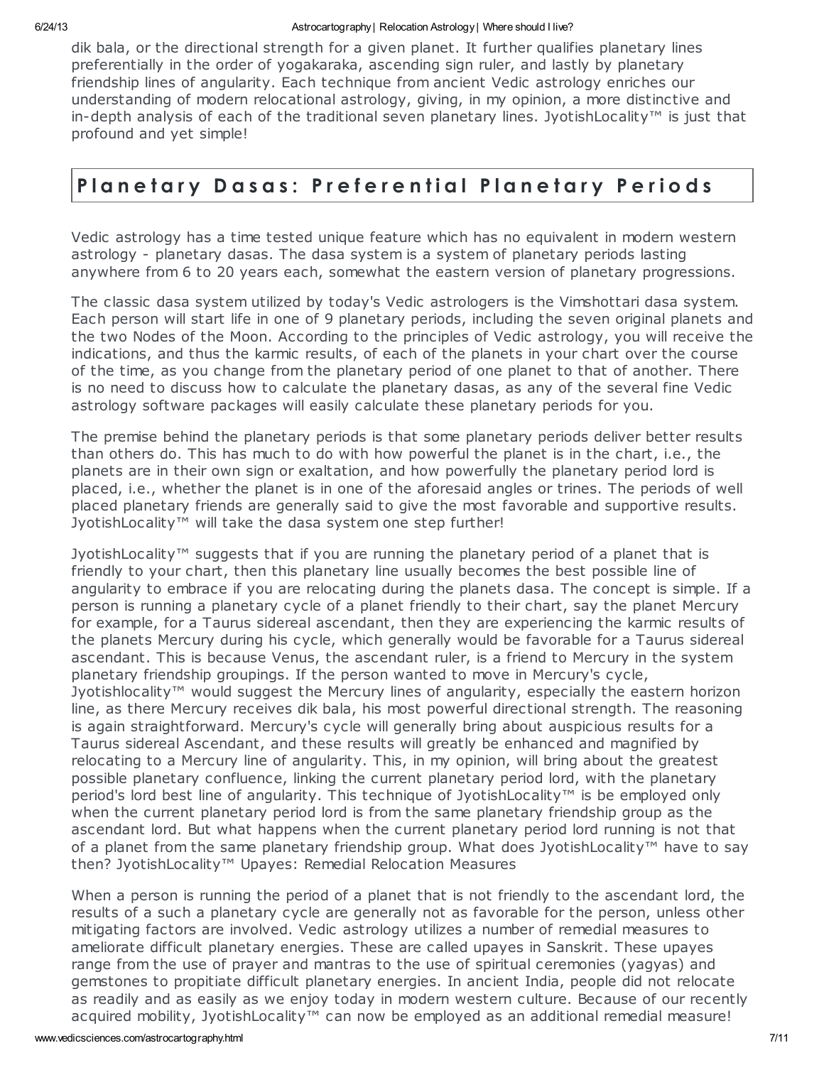dik bala, or the directional strength for a given planet. It further qualifies planetary lines preferentially in the order of yogakaraka, ascending sign ruler, and lastly by planetary friendship lines of angularity. Each technique from ancient Vedic astrology enriches our understanding of modern relocational astrology, giving, in my opinion, a more distinctive and in-depth analysis of each of the traditional seven planetary lines. JyotishLocality™ is just that profound and yet simple!

## Planetary Dasas: Preferential Planetary Periods

Vedic astrology has a time tested unique feature which has no equivalent in modern western astrology - planetary dasas. The dasa system is a system of planetary periods lasting anywhere from 6 to 20 years each, somewhat the eastern version of planetary progressions.

The classic dasa system utilized by today's Vedic astrologers is the Vimshottari dasa system. Each person will start life in one of 9 planetary periods, including the seven original planets and the two Nodes of the Moon. According to the principles of Vedic astrology, you will receive the indications, and thus the karmic results, of each of the planets in your chart over the course of the time, as you change from the planetary period of one planet to that of another. There is no need to discuss how to calculate the planetary dasas, as any of the several fine Vedic astrology software packages will easily calculate these planetary periods for you.

The premise behind the planetary periods is that some planetary periods deliver better results than others do. This has much to do with how powerful the planet is in the chart, i.e., the planets are in their own sign or exaltation, and how powerfully the planetary period lord is placed, i.e., whether the planet is in one of the aforesaid angles or trines. The periods of well placed planetary friends are generally said to give the most favorable and supportive results. JyotishLocality™ will take the dasa system one step further!

JyotishLocality™ suggests that if you are running the planetary period of a planet that is friendly to your chart, then this planetary line usually becomes the best possible line of angularity to embrace if you are relocating during the planets dasa. The concept is simple. If a person is running a planetary cycle of a planet friendly to their chart, say the planet Mercury for example, for a Taurus sidereal ascendant, then they are experiencing the karmic results of the planets Mercury during his cycle, which generally would be favorable for a Taurus sidereal ascendant. This is because Venus, the ascendant ruler, is a friend to Mercury in the system planetary friendship groupings. If the person wanted to move in Mercury's cycle, Jyotishlocality™ would suggest the Mercury lines of angularity, especially the eastern horizon line, as there Mercury receives dik bala, his most powerful directional strength. The reasoning is again straightforward. Mercury's cycle will generally bring about auspicious results for a Taurus sidereal Ascendant, and these results will greatly be enhanced and magnified by relocating to a Mercury line of angularity. This, in my opinion, will bring about the greatest possible planetary confluence, linking the current planetary period lord, with the planetary period's lord best line of angularity. This technique of JyotishLocality™ is be employed only when the current planetary period lord is from the same planetary friendship group as the ascendant lord. But what happens when the current planetary period lord running is not that of a planet from the same planetary friendship group. What does JyotishLocality™ have to say then? JyotishLocality™ Upayes: Remedial Relocation Measures

When a person is running the period of a planet that is not friendly to the ascendant lord, the results of a such a planetary cycle are generally not as favorable for the person, unless other mitigating factors are involved. Vedic astrology utilizes a number of remedial measures to ameliorate difficult planetary energies. These are called upayes in Sanskrit. These upayes range from the use of prayer and mantras to the use of spiritual ceremonies (yagyas) and gemstones to propitiate difficult planetary energies. In ancient India, people did not relocate as readily and as easily as we enjoy today in modern western culture. Because of our recently acquired mobility, JyotishLocality™ can now be employed as an additional remedial measure!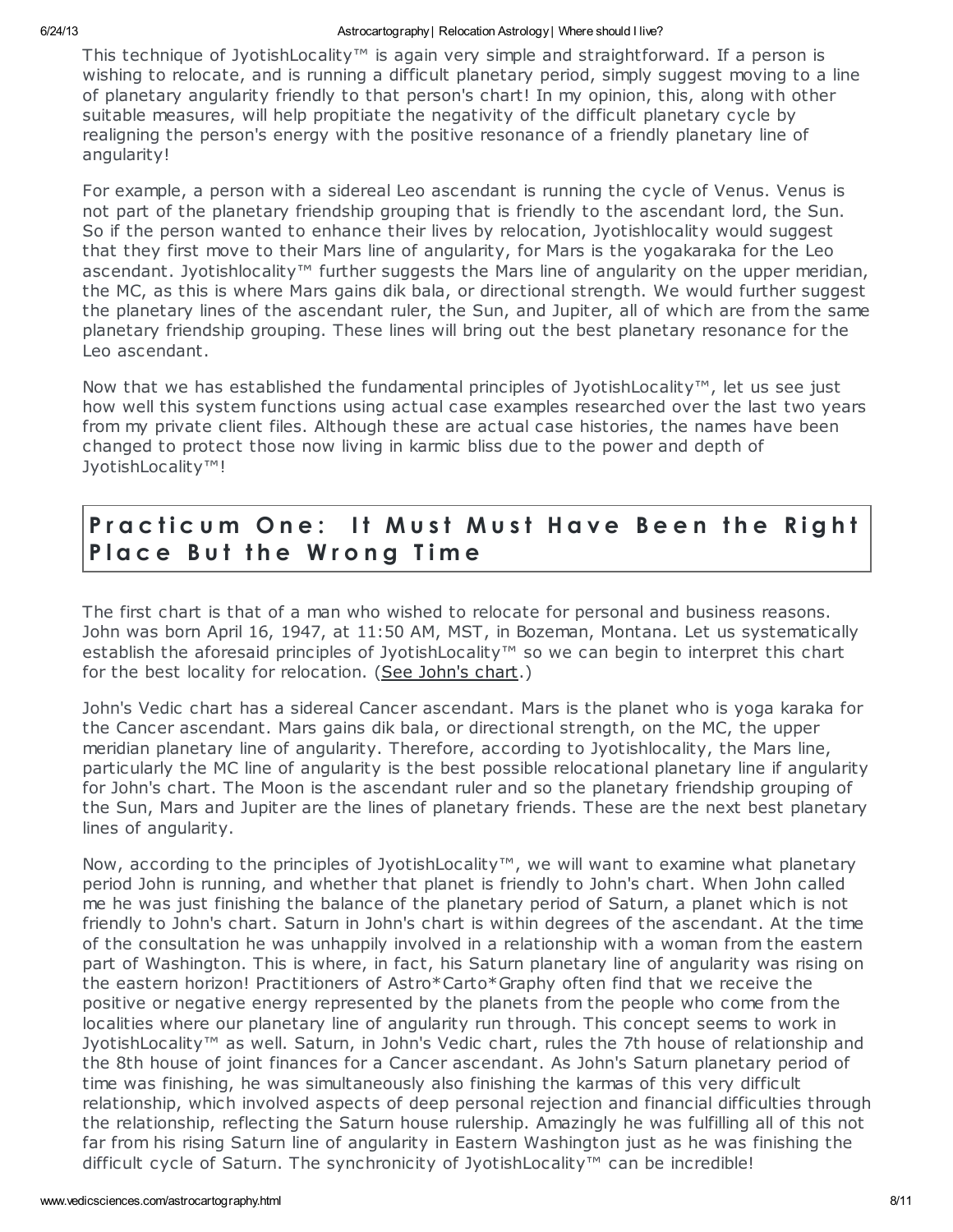This technique of JyotishLocality™ is again very simple and straightforward. If a person is wishing to relocate, and is running a difficult planetary period, simply suggest moving to a line of planetary angularity friendly to that person's chart! In my opinion, this, along with other suitable measures, will help propitiate the negativity of the difficult planetary cycle by realigning the person's energy with the positive resonance of a friendly planetary line of angularity!

For example, a person with a sidereal Leo ascendant is running the cycle of Venus. Venus is not part of the planetary friendship grouping that is friendly to the ascendant lord, the Sun. So if the person wanted to enhance their lives by relocation, Jyotishlocality would suggest that they first move to their Mars line of angularity, for Mars is the yogakaraka for the Leo ascendant. Jyotishlocality™ further suggests the Mars line of angularity on the upper meridian, the MC, as this is where Mars gains dik bala, or directional strength. We would further suggest the planetary lines of the ascendant ruler, the Sun, and Jupiter, all of which are from the same planetary friendship grouping. These lines will bring out the best planetary resonance for the Leo ascendant.

Now that we has established the fundamental principles of JyotishLocality™, let us see just how well this system functions using actual case examples researched over the last two years from my private client files. Although these are actual case histories, the names have been changed to protect those now living in karmic bliss due to the power and depth of JyotishLocality™!

## Practicum One: It Must Must Have Been the Right Place But the Wrong Time

The first chart is that of a man who wished to relocate for personal and business reasons. John was born April 16, 1947, at 11:50 AM, MST, in Bozeman, Montana. Let us systematically establish the aforesaid principles of JyotishLocality™ so we can begin to interpret this chart for the best locality for relocation. (See John's chart.)

John's Vedic chart has a sidereal Cancer ascendant. Mars is the planet who is yoga karaka for the Cancer ascendant. Mars gains dik bala, or directional strength, on the MC, the upper meridian planetary line of angularity. Therefore, according to Jyotishlocality, the Mars line, particularly the MC line of angularity is the best possible relocational planetary line if angularity for John's chart. The Moon is the ascendant ruler and so the planetary friendship grouping of the Sun, Mars and Jupiter are the lines of planetary friends. These are the next best planetary lines of angularity.

Now, according to the principles of JyotishLocality™, we will want to examine what planetary period John is running, and whether that planet is friendly to John's chart. When John called me he was just finishing the balance of the planetary period of Saturn, a planet which is not friendly to John's chart. Saturn in John's chart is within degrees of the ascendant. At the time of the consultation he was unhappily involved in a relationship with a woman from the eastern part of Washington. This is where, in fact, his Saturn planetary line of angularity was rising on the eastern horizon! Practitioners of Astro*Carto*Graphy often find that we receive the positive or negative energy represented by the planets from the people who come from the localities where our planetary line of angularity run through. This concept seems to work in JyotishLocality™ as well. Saturn, in John's Vedic chart, rules the 7th house of relationship and the 8th house of joint finances for a Cancer ascendant. As John's Saturn planetary period of time was finishing, he was simultaneously also finishing the karmas of this very difficult relationship, which involved aspects of deep personal rejection and financial difficulties through the relationship, reflecting the Saturn house rulership. Amazingly he was fulfilling all of this not far from his rising Saturn line of angularity in Eastern Washington just as he was finishing the difficult cycle of Saturn. The synchronicity of JyotishLocality™ can be incredible!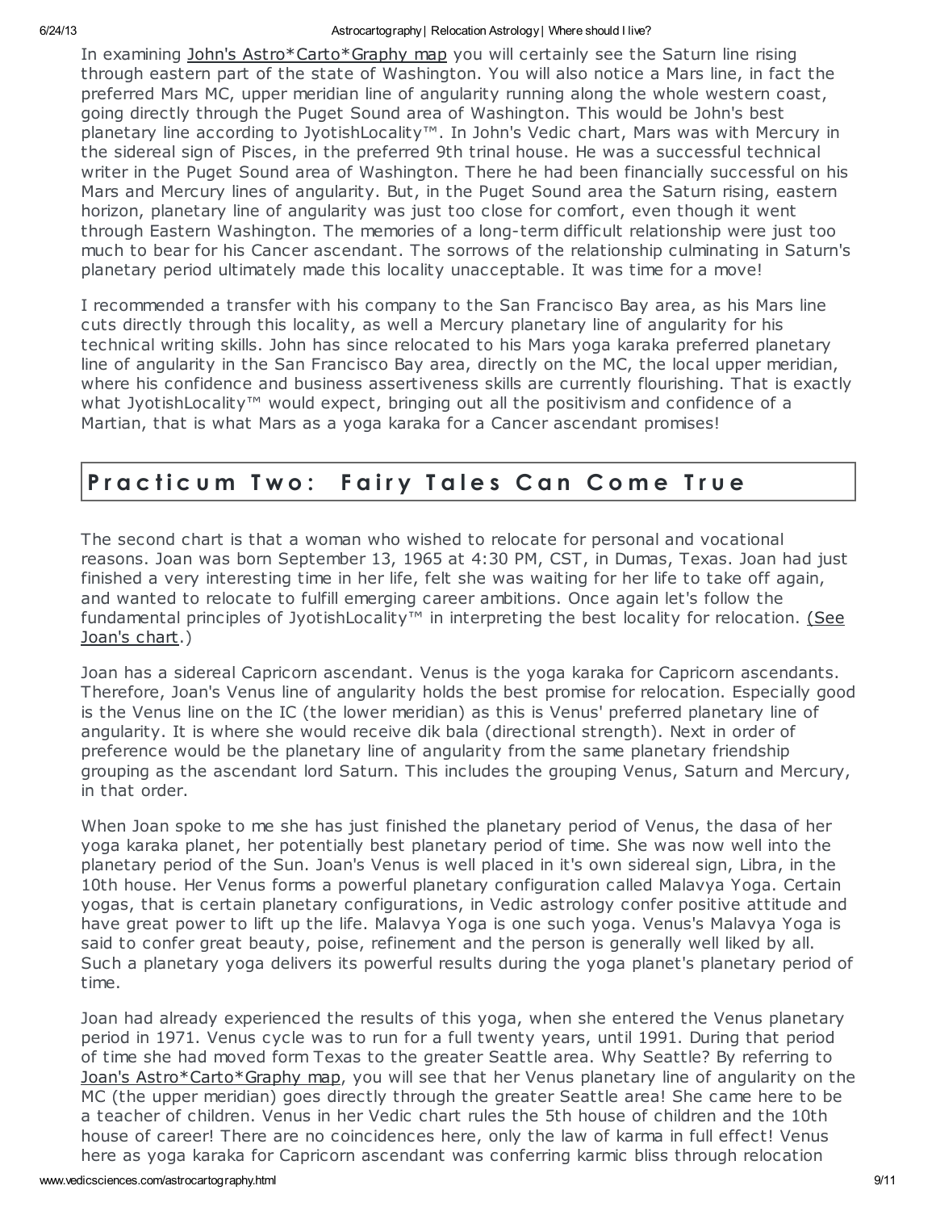In examining John's Astro*Carto*Graphy map you will certainly see the Saturn line rising through eastern part of the state of Washington. You will also notice a Mars line, in fact the preferred Mars MC, upper meridian line of angularity running along the whole western coast, going directly through the Puget Sound area of Washington. This would be John's best planetary line according to JyotishLocality™. In John's Vedic chart, Mars was with Mercury in the sidereal sign of Pisces, in the preferred 9th trinal house. He was a successful technical writer in the Puget Sound area of Washington. There he had been financially successful on his Mars and Mercury lines of angularity. But, in the Puget Sound area the Saturn rising, eastern horizon, planetary line of angularity was just too close for comfort, even though it went through Eastern Washington. The memories of a long-term difficult relationship were just too much to bear for his Cancer ascendant. The sorrows of the relationship culminating in Saturn's planetary period ultimately made this locality unacceptable. It was time for a move!

I recommended a transfer with his company to the San Francisco Bay area, as his Mars line cuts directly through this locality, as well a Mercury planetary line of angularity for his technical writing skills. John has since relocated to his Mars yoga karaka preferred planetary line of angularity in the San Francisco Bay area, directly on the MC, the local upper meridian, where his confidence and business assertiveness skills are currently flourishing. That is exactly what JyotishLocality™ would expect, bringing out all the positivism and confidence of a Martian, that is what Mars as a yoga karaka for a Cancer ascendant promises!

## Practicum Two: Fairy Tales Can Come True

The second chart is that a woman who wished to relocate for personal and vocational reasons. Joan was born September 13, 1965 at 4:30 PM, CST, in Dumas, Texas. Joan had just finished a very interesting time in her life, felt she was waiting for her life to take off again, and wanted to relocate to fulfill emerging career ambitions. Once again let's follow the fundamental principles of JyotishLocality™ in interpreting the best locality for relocation. (See Joan's chart.)

Joan has a sidereal Capricorn ascendant. Venus is the yoga karaka for Capricorn ascendants. Therefore, Joan's Venus line of angularity holds the best promise for relocation. Especially good is the Venus line on the IC (the lower meridian) as this is Venus' preferred planetary line of angularity. It is where she would receive dik bala (directional strength). Next in order of preference would be the planetary line of angularity from the same planetary friendship grouping as the ascendant lord Saturn. This includes the grouping Venus, Saturn and Mercury, in that order.

When Joan spoke to me she has just finished the planetary period of Venus, the dasa of her yoga karaka planet, her potentially best planetary period of time. She was now well into the planetary period of the Sun. Joan's Venus is well placed in it's own sidereal sign, Libra, in the 10th house. Her Venus forms a powerful planetary configuration called Malavya Yoga. Certain yogas, that is certain planetary configurations, in Vedic astrology confer positive attitude and have great power to lift up the life. Malavya Yoga is one such yoga. Venus's Malavya Yoga is said to confer great beauty, poise, refinement and the person is generally well liked by all. Such a planetary yoga delivers its powerful results during the yoga planet's planetary period of time.

Joan had already experienced the results of this yoga, when she entered the Venus planetary period in 1971. Venus cycle was to run for a full twenty years, until 1991. During that period of time she had moved form Texas to the greater Seattle area. Why Seattle? By referring to Joan's Astro*Carto*Graphy map, you will see that her Venus planetary line of angularity on the MC (the upper meridian) goes directly through the greater Seattle area! She came here to be a teacher of children. Venus in her Vedic chart rules the 5th house of children and the 10th house of career! There are no coincidences here, only the law of karma in full effect! Venus here as yoga karaka for Capricorn ascendant was conferring karmic bliss through relocation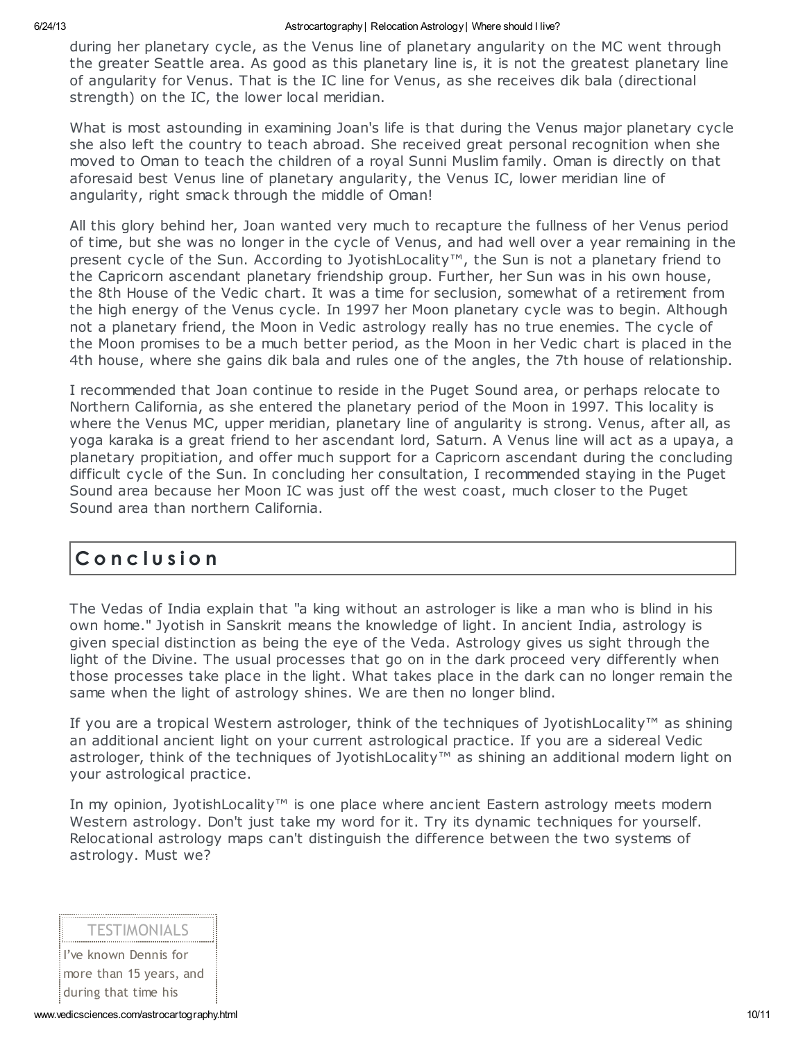during her planetary cycle, as the Venus line of planetary angularity on the MC went through the greater Seattle area. As good as this planetary line is, it is not the greatest planetary line of angularity for Venus. That is the IC line for Venus, as she receives dik bala (directional strength) on the IC, the lower local meridian.

What is most astounding in examining Joan's life is that during the Venus major planetary cycle she also left the country to teach abroad. She received great personal recognition when she moved to Oman to teach the children of a royal Sunni Muslim family. Oman is directly on that aforesaid best Venus line of planetary angularity, the Venus IC, lower meridian line of angularity, right smack through the middle of Oman!

All this glory behind her, Joan wanted very much to recapture the fullness of her Venus period of time, but she was no longer in the cycle of Venus, and had well over a year remaining in the present cycle of the Sun. According to JyotishLocality™, the Sun is not a planetary friend to the Capricorn ascendant planetary friendship group. Further, her Sun was in his own house, the 8th House of the Vedic chart. It was a time for seclusion, somewhat of a retirement from the high energy of the Venus cycle. In 1997 her Moon planetary cycle was to begin. Although not a planetary friend, the Moon in Vedic astrology really has no true enemies. The cycle of the Moon promises to be a much better period, as the Moon in her Vedic chart is placed in the 4th house, where she gains dik bala and rules one of the angles, the 7th house of relationship.

I recommended that Joan continue to reside in the Puget Sound area, or perhaps relocate to Northern California, as she entered the planetary period of the Moon in 1997. This locality is where the Venus MC, upper meridian, planetary line of angularity is strong. Venus, after all, as yoga karaka is a great friend to her ascendant lord, Saturn. A Venus line will act as a upaya, a planetary propitiation, and offer much support for a Capricorn ascendant during the concluding difficult cycle of the Sun. In concluding her consultation, I recommended staying in the Puget Sound area because her Moon IC was just off the west coast, much closer to the Puget Sound area than northern California.

## Conclusion

The Vedas of India explain that "a king without an astrologer is like a man who is blind in his own home." Jyotish in Sanskrit means the knowledge of light. In ancient India, astrology is given special distinction as being the eye of the Veda. Astrology gives us sight through the light of the Divine. The usual processes that go on in the dark proceed very differently when those processes take place in the light. What takes place in the dark can no longer remain the same when the light of astrology shines. We are then no longer blind.

If you are a tropical Western astrologer, think of the techniques of JyotishLocality™ as shining an additional ancient light on your current astrological practice. If you are a sidereal Vedic astrologer, think of the techniques of JyotishLocality™ as shining an additional modern light on your astrological practice.

In my opinion, JyotishLocality™ is one place where ancient Eastern astrology meets modern Western astrology. Don't just take my word for it. Try its dynamic techniques for yourself. Relocational astrology maps can't distinguish the difference between the two systems of astrology. Must we?

TESTIMONIALS

I've known Dennis for more than 15 years, and during that time his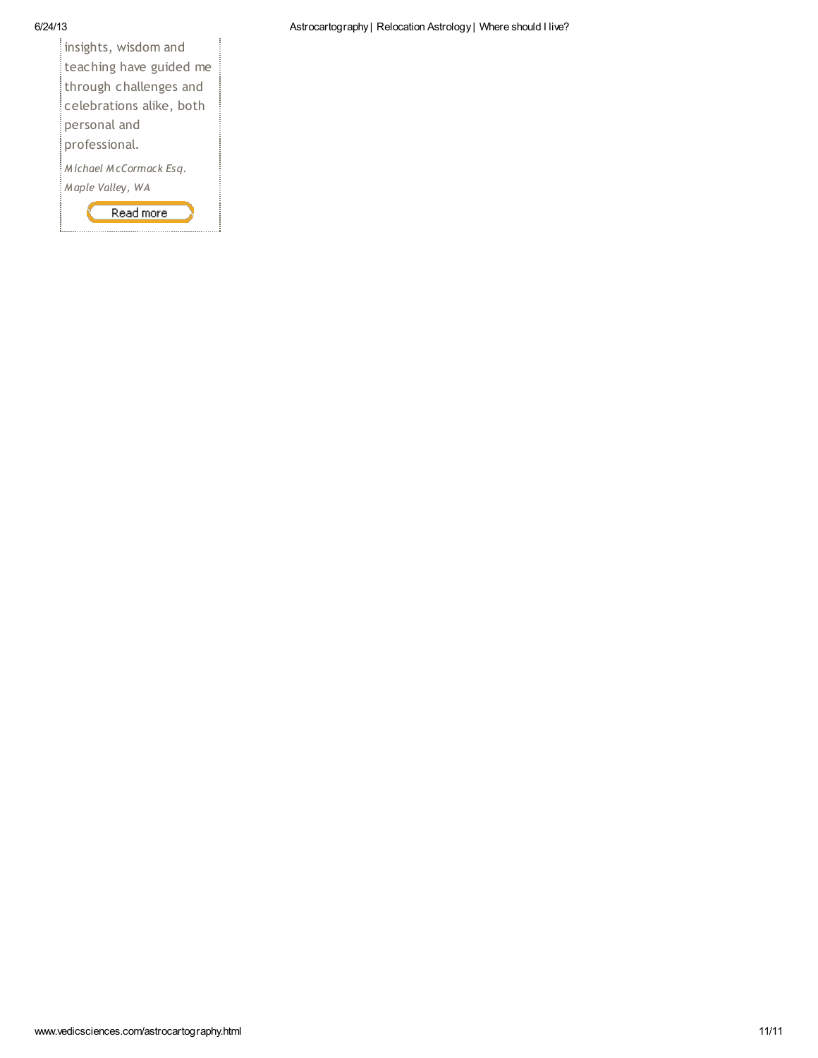insights, wisdom and teaching have guided me through challenges and celebrations alike, both personal and professional.

*Michael McCormack Esq.*
*Maple Valley, WA*

Read more